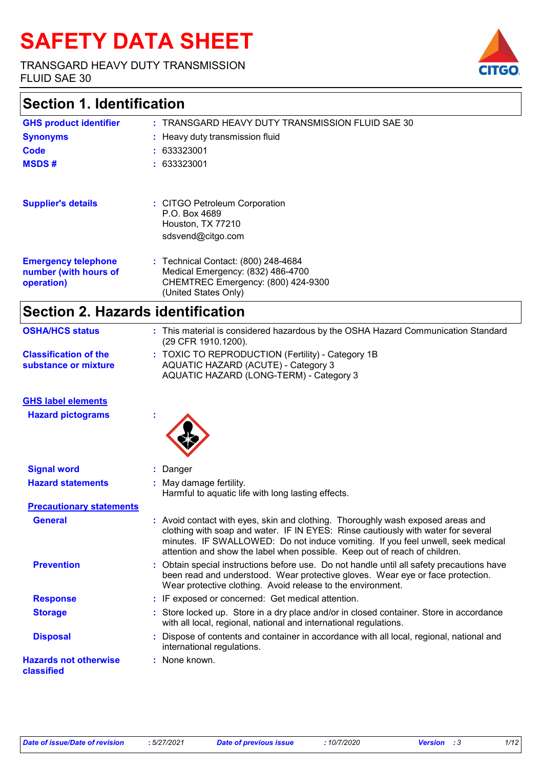# SAFETY DATA SHEET

TRANSGARD HEAVY DUTY TRANSMISSION FLUID SAE 30

## Section 1. Identification

**GHS product identifier** : TRANSGARD HEAVY DUTY TRANSMISSION FLUID SAE 30

**Synonyms** : Heavy duty transmission fluid

**Code** : 633323001

**MSDS #** : 633323001

**Supplier's details** : CITGO Petroleum Corporation
P.O. Box 4689
Houston, TX 77210
sdsvend@citgo.com

**Emergency telephone number (with hours of operation)** : Technical Contact: (800) 248-4684
Medical Emergency: (832) 486-4700
CHEMTREC Emergency: (800) 424-9300
(United States Only)

## Section 2. Hazards identification

**OSHA/HCS status** : This material is considered hazardous by the OSHA Hazard Communication Standard (29 CFR 1910.1200).

**Classification of the substance or mixture** : TOXIC TO REPRODUCTION (Fertility) - Category 1B
AQUATIC HAZARD (ACUTE) - Category 3
AQUATIC HAZARD (LONG-TERM) - Category 3

**GHS label elements**

**Hazard pictograms** :

**Signal word** : Danger

**Hazard statements** : May damage fertility.
Harmful to aquatic life with long lasting effects.

**Precautionary statements**

**General** : Avoid contact with eyes, skin and clothing. Thoroughly wash exposed areas and clothing with soap and water. IF IN EYES: Rinse cautiously with water for several minutes. IF SWALLOWED: Do not induce vomiting. If you feel unwell, seek medical attention and show the label when possible. Keep out of reach of children.

**Prevention** : Obtain special instructions before use. Do not handle until all safety precautions have been read and understood. Wear protective gloves. Wear eye or face protection. Wear protective clothing. Avoid release to the environment.

**Response** : IF exposed or concerned: Get medical attention.

**Storage** : Store locked up. Store in a dry place and/or in closed container. Store in accordance with all local, regional, national and international regulations.

**Disposal** : Dispose of contents and container in accordance with all local, regional, national and international regulations.

**Hazards not otherwise classified** : None known.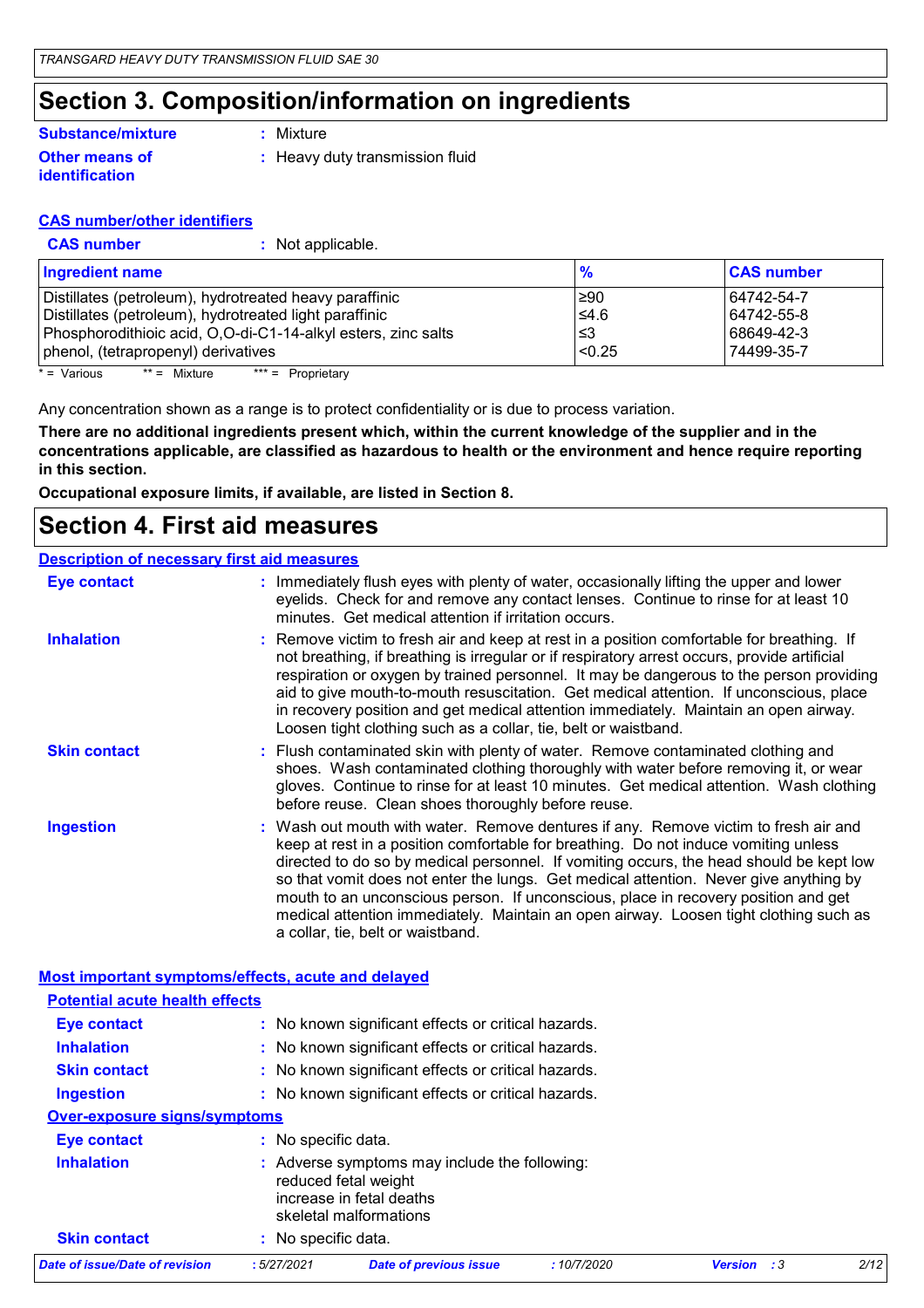# Section 3. Composition/information on ingredients

**Substance/mixture** : Mixture

**Other means of identification** : Heavy duty transmission fluid

**CAS number/other identifiers**

**CAS number** : Not applicable.

| Ingredient name | % | CAS number |
|---|---|---|
| Distillates (petroleum), hydrotreated heavy paraffinic | ≥90 | 64742-54-7 |
| Distillates (petroleum), hydrotreated light paraffinic | ≤4.6 | 64742-55-8 |
| Phosphorodithioic acid, O,O-di-C1-14-alkyl esters, zinc salts | ≤3 | 68649-42-3 |
| phenol, (tetrapropenyl) derivatives | <0.25 | 74499-35-7 |

* = Various  ** = Mixture  *** = Proprietary

Any concentration shown as a range is to protect confidentiality or is due to process variation.

**There are no additional ingredients present which, within the current knowledge of the supplier and in the concentrations applicable, are classified as hazardous to health or the environment and hence require reporting in this section.**

**Occupational exposure limits, if available, are listed in Section 8.**

# Section 4. First aid measures

**Description of necessary first aid measures**

**Eye contact** : Immediately flush eyes with plenty of water, occasionally lifting the upper and lower eyelids. Check for and remove any contact lenses. Continue to rinse for at least 10 minutes. Get medical attention if irritation occurs.

**Inhalation** : Remove victim to fresh air and keep at rest in a position comfortable for breathing. If not breathing, if breathing is irregular or if respiratory arrest occurs, provide artificial respiration or oxygen by trained personnel. It may be dangerous to the person providing aid to give mouth-to-mouth resuscitation. Get medical attention. If unconscious, place in recovery position and get medical attention immediately. Maintain an open airway. Loosen tight clothing such as a collar, tie, belt or waistband.

**Skin contact** : Flush contaminated skin with plenty of water. Remove contaminated clothing and shoes. Wash contaminated clothing thoroughly with water before removing it, or wear gloves. Continue to rinse for at least 10 minutes. Get medical attention. Wash clothing before reuse. Clean shoes thoroughly before reuse.

**Ingestion** : Wash out mouth with water. Remove dentures if any. Remove victim to fresh air and keep at rest in a position comfortable for breathing. Do not induce vomiting unless directed to do so by medical personnel. If vomiting occurs, the head should be kept low so that vomit does not enter the lungs. Get medical attention. Never give anything by mouth to an unconscious person. If unconscious, place in recovery position and get medical attention immediately. Maintain an open airway. Loosen tight clothing such as a collar, tie, belt or waistband.

**Most important symptoms/effects, acute and delayed**

**Potential acute health effects**

**Eye contact** : No known significant effects or critical hazards.

**Inhalation** : No known significant effects or critical hazards.

**Skin contact** : No known significant effects or critical hazards.

**Ingestion** : No known significant effects or critical hazards.

**Over-exposure signs/symptoms**

**Eye contact** : No specific data.

**Inhalation** : Adverse symptoms may include the following:
reduced fetal weight
increase in fetal deaths
skeletal malformations

**Skin contact** : No specific data.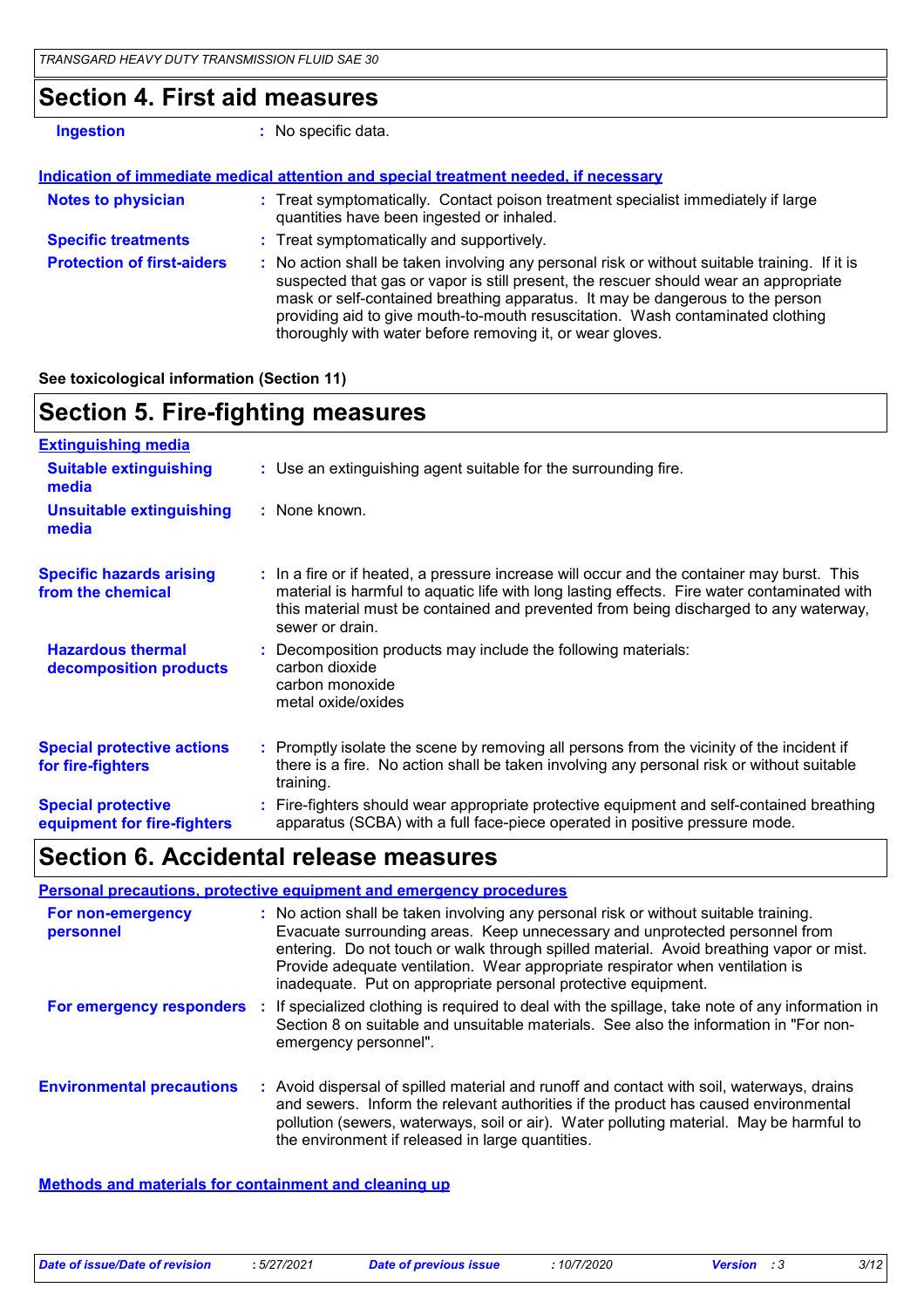## Section 4. First aid measures

**Ingestion** : No specific data.

**Indication of immediate medical attention and special treatment needed, if necessary**

**Notes to physician** : Treat symptomatically. Contact poison treatment specialist immediately if large quantities have been ingested or inhaled.

**Specific treatments** : Treat symptomatically and supportively.

**Protection of first-aiders** : No action shall be taken involving any personal risk or without suitable training. If it is suspected that gas or vapor is still present, the rescuer should wear an appropriate mask or self-contained breathing apparatus. It may be dangerous to the person providing aid to give mouth-to-mouth resuscitation. Wash contaminated clothing thoroughly with water before removing it, or wear gloves.

**See toxicological information (Section 11)**

## Section 5. Fire-fighting measures

**Extinguishing media**

**Suitable extinguishing media** : Use an extinguishing agent suitable for the surrounding fire.

**Unsuitable extinguishing media** : None known.

**Specific hazards arising from the chemical** : In a fire or if heated, a pressure increase will occur and the container may burst. This material is harmful to aquatic life with long lasting effects. Fire water contaminated with this material must be contained and prevented from being discharged to any waterway, sewer or drain.

**Hazardous thermal decomposition products** : Decomposition products may include the following materials:
carbon dioxide
carbon monoxide
metal oxide/oxides

**Special protective actions for fire-fighters** : Promptly isolate the scene by removing all persons from the vicinity of the incident if there is a fire. No action shall be taken involving any personal risk or without suitable training.

**Special protective equipment for fire-fighters** : Fire-fighters should wear appropriate protective equipment and self-contained breathing apparatus (SCBA) with a full face-piece operated in positive pressure mode.

## Section 6. Accidental release measures

**Personal precautions, protective equipment and emergency procedures**

**For non-emergency personnel** : No action shall be taken involving any personal risk or without suitable training. Evacuate surrounding areas. Keep unnecessary and unprotected personnel from entering. Do not touch or walk through spilled material. Avoid breathing vapor or mist. Provide adequate ventilation. Wear appropriate respirator when ventilation is inadequate. Put on appropriate personal protective equipment.

**For emergency responders** : If specialized clothing is required to deal with the spillage, take note of any information in Section 8 on suitable and unsuitable materials. See also the information in "For non-emergency personnel".

**Environmental precautions** : Avoid dispersal of spilled material and runoff and contact with soil, waterways, drains and sewers. Inform the relevant authorities if the product has caused environmental pollution (sewers, waterways, soil or air). Water polluting material. May be harmful to the environment if released in large quantities.

**Methods and materials for containment and cleaning up**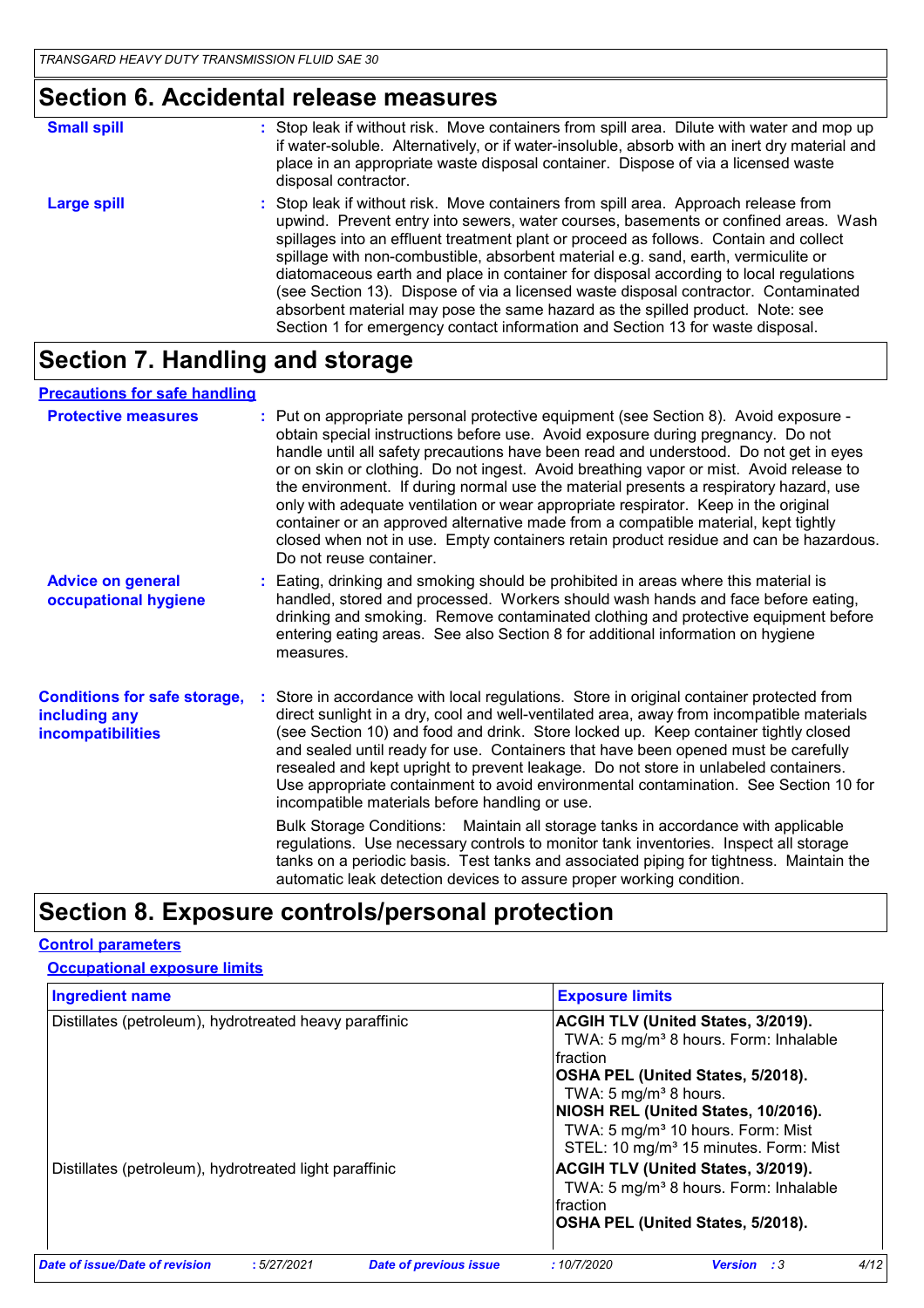## Section 6. Accidental release measures

**Small spill** : Stop leak if without risk. Move containers from spill area. Dilute with water and mop up if water-soluble. Alternatively, or if water-insoluble, absorb with an inert dry material and place in an appropriate waste disposal container. Dispose of via a licensed waste disposal contractor.

**Large spill** : Stop leak if without risk. Move containers from spill area. Approach release from upwind. Prevent entry into sewers, water courses, basements or confined areas. Wash spillages into an effluent treatment plant or proceed as follows. Contain and collect spillage with non-combustible, absorbent material e.g. sand, earth, vermiculite or diatomaceous earth and place in container for disposal according to local regulations (see Section 13). Dispose of via a licensed waste disposal contractor. Contaminated absorbent material may pose the same hazard as the spilled product. Note: see Section 1 for emergency contact information and Section 13 for waste disposal.

## Section 7. Handling and storage

### Precautions for safe handling

**Protective measures** : Put on appropriate personal protective equipment (see Section 8). Avoid exposure - obtain special instructions before use. Avoid exposure during pregnancy. Do not handle until all safety precautions have been read and understood. Do not get in eyes or on skin or clothing. Do not ingest. Avoid breathing vapor or mist. Avoid release to the environment. If during normal use the material presents a respiratory hazard, use only with adequate ventilation or wear appropriate respirator. Keep in the original container or an approved alternative made from a compatible material, kept tightly closed when not in use. Empty containers retain product residue and can be hazardous. Do not reuse container.

**Advice on general occupational hygiene** : Eating, drinking and smoking should be prohibited in areas where this material is handled, stored and processed. Workers should wash hands and face before eating, drinking and smoking. Remove contaminated clothing and protective equipment before entering eating areas. See also Section 8 for additional information on hygiene measures.

**Conditions for safe storage, including any incompatibilities** : Store in accordance with local regulations. Store in original container protected from direct sunlight in a dry, cool and well-ventilated area, away from incompatible materials (see Section 10) and food and drink. Store locked up. Keep container tightly closed and sealed until ready for use. Containers that have been opened must be carefully resealed and kept upright to prevent leakage. Do not store in unlabeled containers. Use appropriate containment to avoid environmental contamination. See Section 10 for incompatible materials before handling or use.

Bulk Storage Conditions: Maintain all storage tanks in accordance with applicable regulations. Use necessary controls to monitor tank inventories. Inspect all storage tanks on a periodic basis. Test tanks and associated piping for tightness. Maintain the automatic leak detection devices to assure proper working condition.

## Section 8. Exposure controls/personal protection

### Control parameters

#### Occupational exposure limits

| Ingredient name | Exposure limits |
|---|---|
| Distillates (petroleum), hydrotreated heavy paraffinic | **ACGIH TLV (United States, 3/2019).**<br>TWA: 5 mg/m³ 8 hours. Form: Inhalable fraction<br>**OSHA PEL (United States, 5/2018).**<br>TWA: 5 mg/m³ 8 hours.<br>**NIOSH REL (United States, 10/2016).**<br>TWA: 5 mg/m³ 10 hours. Form: Mist<br>STEL: 10 mg/m³ 15 minutes. Form: Mist |
| Distillates (petroleum), hydrotreated light paraffinic | **ACGIH TLV (United States, 3/2019).**<br>TWA: 5 mg/m³ 8 hours. Form: Inhalable fraction<br>**OSHA PEL (United States, 5/2018).** |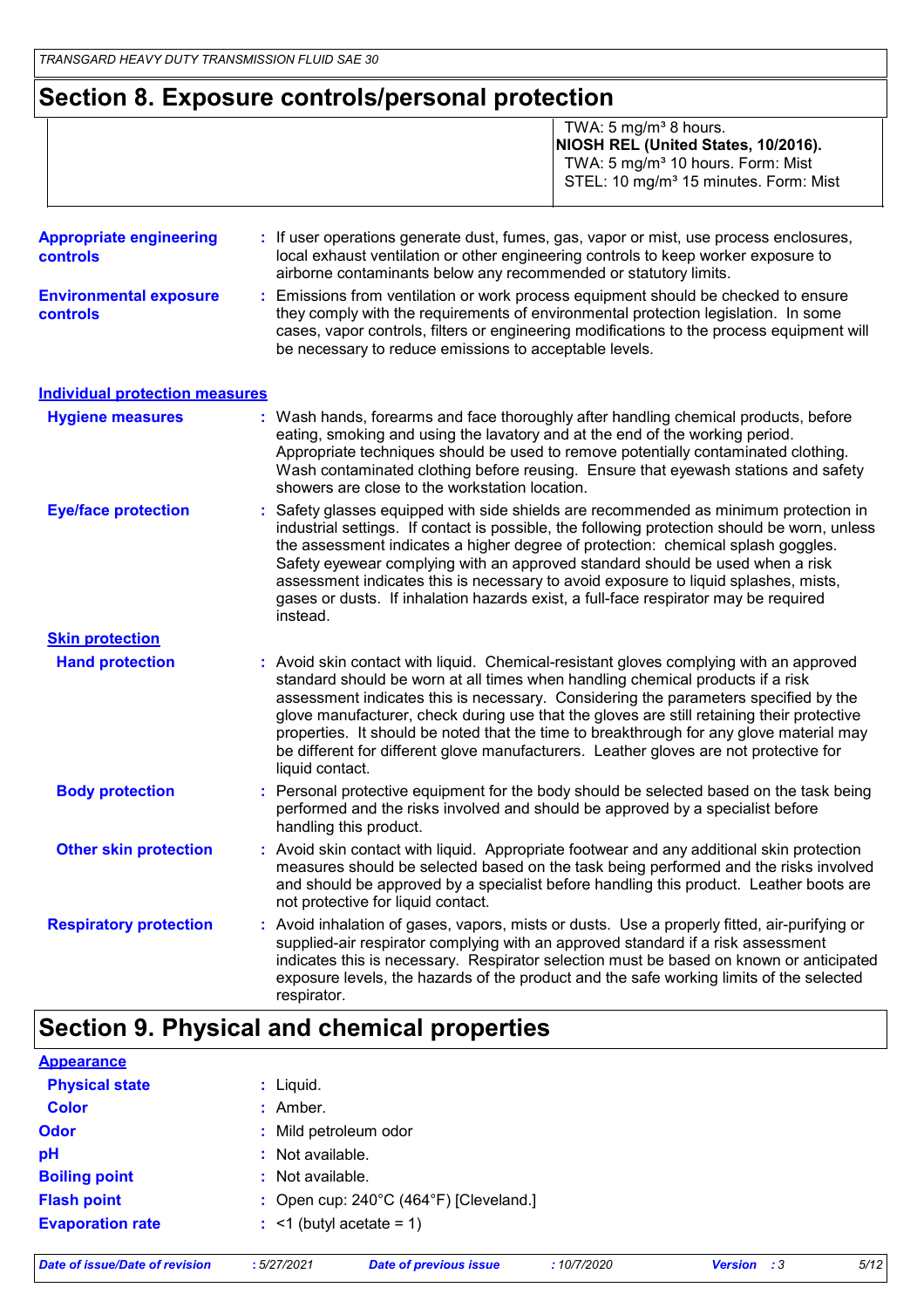# Section 8. Exposure controls/personal protection

| | |
|---|---|
| | TWA: 5 mg/m³ 8 hours.<br>**NIOSH REL (United States, 10/2016).**<br>TWA: 5 mg/m³ 10 hours. Form: Mist<br>STEL: 10 mg/m³ 15 minutes. Form: Mist |

**Appropriate engineering controls** : If user operations generate dust, fumes, gas, vapor or mist, use process enclosures, local exhaust ventilation or other engineering controls to keep worker exposure to airborne contaminants below any recommended or statutory limits.

**Environmental exposure controls** : Emissions from ventilation or work process equipment should be checked to ensure they comply with the requirements of environmental protection legislation. In some cases, vapor controls, filters or engineering modifications to the process equipment will be necessary to reduce emissions to acceptable levels.

**Individual protection measures**

**Hygiene measures** : Wash hands, forearms and face thoroughly after handling chemical products, before eating, smoking and using the lavatory and at the end of the working period. Appropriate techniques should be used to remove potentially contaminated clothing. Wash contaminated clothing before reusing. Ensure that eyewash stations and safety showers are close to the workstation location.

**Eye/face protection** : Safety glasses equipped with side shields are recommended as minimum protection in industrial settings. If contact is possible, the following protection should be worn, unless the assessment indicates a higher degree of protection: chemical splash goggles. Safety eyewear complying with an approved standard should be used when a risk assessment indicates this is necessary to avoid exposure to liquid splashes, mists, gases or dusts. If inhalation hazards exist, a full-face respirator may be required instead.

**Skin protection**

**Hand protection** : Avoid skin contact with liquid. Chemical-resistant gloves complying with an approved standard should be worn at all times when handling chemical products if a risk assessment indicates this is necessary. Considering the parameters specified by the glove manufacturer, check during use that the gloves are still retaining their protective properties. It should be noted that the time to breakthrough for any glove material may be different for different glove manufacturers. Leather gloves are not protective for liquid contact.

**Body protection** : Personal protective equipment for the body should be selected based on the task being performed and the risks involved and should be approved by a specialist before handling this product.

**Other skin protection** : Avoid skin contact with liquid. Appropriate footwear and any additional skin protection measures should be selected based on the task being performed and the risks involved and should be approved by a specialist before handling this product. Leather boots are not protective for liquid contact.

**Respiratory protection** : Avoid inhalation of gases, vapors, mists or dusts. Use a properly fitted, air-purifying or supplied-air respirator complying with an approved standard if a risk assessment indicates this is necessary. Respirator selection must be based on known or anticipated exposure levels, the hazards of the product and the safe working limits of the selected respirator.

# Section 9. Physical and chemical properties

**Appearance**

**Physical state** : Liquid.

**Color** : Amber.

**Odor** : Mild petroleum odor

**pH** : Not available.

**Boiling point** : Not available.

**Flash point** : Open cup: 240°C (464°F) [Cleveland.]

**Evaporation rate** : <1 (butyl acetate = 1)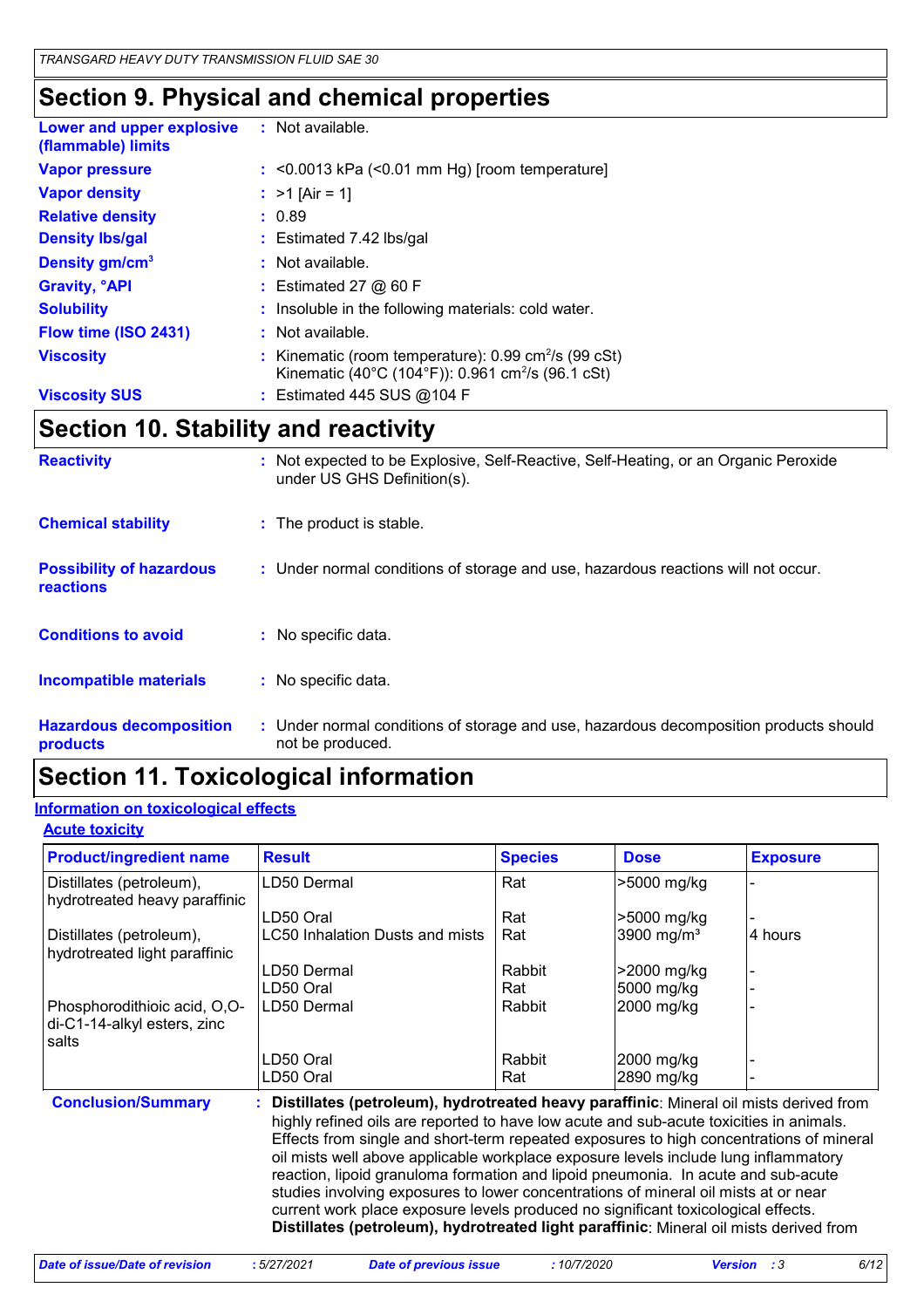# Section 9. Physical and chemical properties

| | |
|---|---|
| **Lower and upper explosive (flammable) limits** | : Not available. |
| **Vapor pressure** | : <0.0013 kPa (<0.01 mm Hg) [room temperature] |
| **Vapor density** | : >1 [Air = 1] |
| **Relative density** | : 0.89 |
| **Density lbs/gal** | : Estimated 7.42 lbs/gal |
| **Density gm/cm$^3$** | : Not available. |
| **Gravity, °API** | : Estimated 27 @ 60 F |
| **Solubility** | : Insoluble in the following materials: cold water. |
| **Flow time (ISO 2431)** | : Not available. |
| **Viscosity** | : Kinematic (room temperature): 0.99 cm$^2$/s (99 cSt)<br>Kinematic (40°C (104°F)): 0.961 cm$^2$/s (96.1 cSt) |
| **Viscosity SUS** | : Estimated 445 SUS @104 F |

# Section 10. Stability and reactivity

| | |
|---|---|
| **Reactivity** | : Not expected to be Explosive, Self-Reactive, Self-Heating, or an Organic Peroxide under US GHS Definition(s). |
| **Chemical stability** | : The product is stable. |
| **Possibility of hazardous reactions** | : Under normal conditions of storage and use, hazardous reactions will not occur. |
| **Conditions to avoid** | : No specific data. |
| **Incompatible materials** | : No specific data. |
| **Hazardous decomposition products** | : Under normal conditions of storage and use, hazardous decomposition products should not be produced. |

# Section 11. Toxicological information

## Information on toxicological effects

### Acute toxicity

| Product/ingredient name | Result | Species | Dose | Exposure |
|---|---|---|---|---|
| Distillates (petroleum), hydrotreated heavy paraffinic | LD50 Dermal | Rat | >5000 mg/kg | - |
| | LD50 Oral | Rat | >5000 mg/kg | - |
| Distillates (petroleum), hydrotreated light paraffinic | LC50 Inhalation Dusts and mists | Rat | 3900 mg/m³ | 4 hours |
| | LD50 Dermal | Rabbit | >2000 mg/kg | - |
| | LD50 Oral | Rat | 5000 mg/kg | - |
| Phosphorodithioic acid, O,O-di-C1-14-alkyl esters, zinc salts | LD50 Dermal | Rabbit | 2000 mg/kg | - |
| | LD50 Oral | Rabbit | 2000 mg/kg | - |
| | LD50 Oral | Rat | 2890 mg/kg | - |

**Conclusion/Summary** : **Distillates (petroleum), hydrotreated heavy paraffinic**: Mineral oil mists derived from highly refined oils are reported to have low acute and sub-acute toxicities in animals. Effects from single and short-term repeated exposures to high concentrations of mineral oil mists well above applicable workplace exposure levels include lung inflammatory reaction, lipoid granuloma formation and lipoid pneumonia. In acute and sub-acute studies involving exposures to lower concentrations of mineral oil mists at or near current work place exposure levels produced no significant toxicological effects.
**Distillates (petroleum), hydrotreated light paraffinic**: Mineral oil mists derived from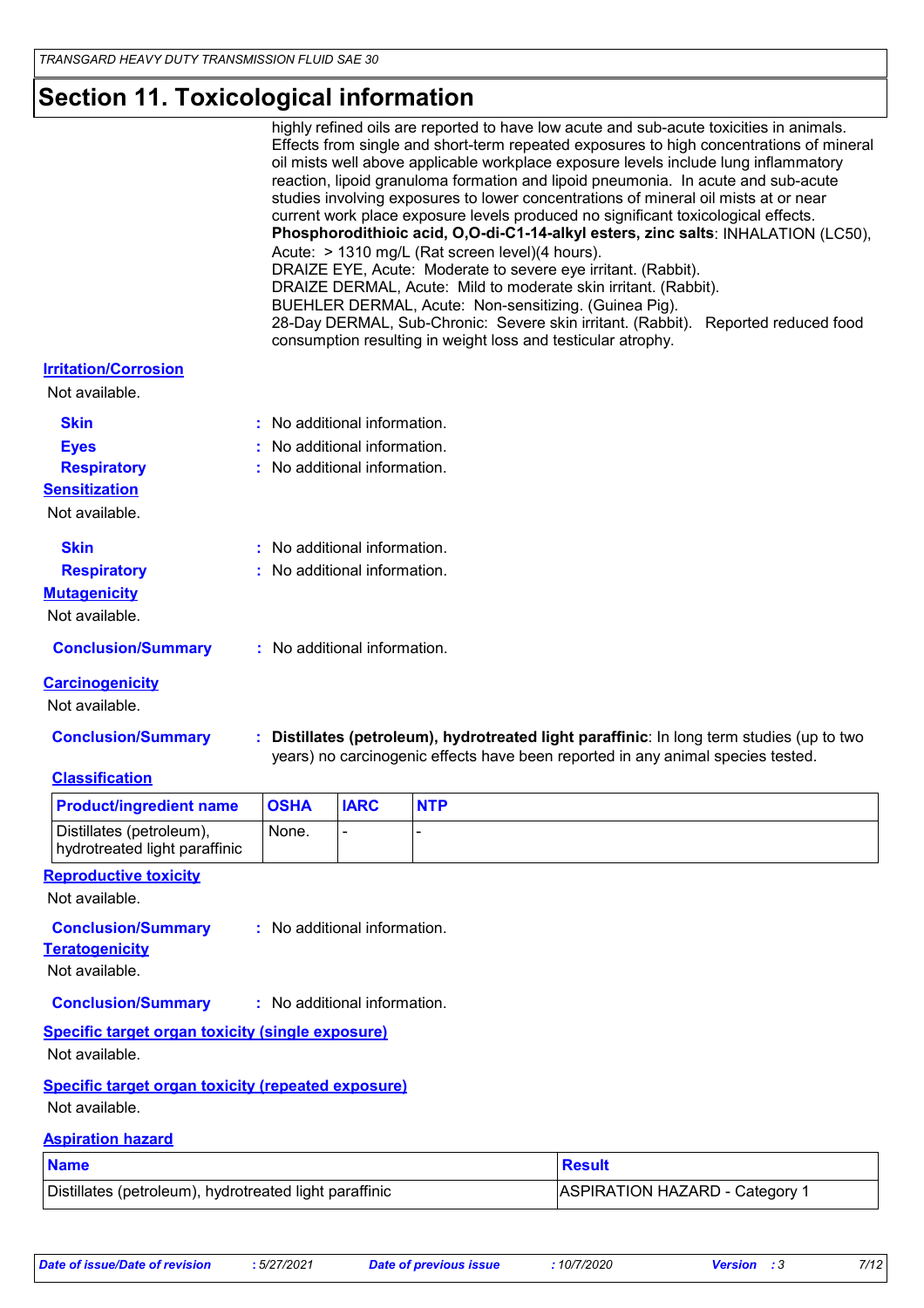# Section 11. Toxicological information

highly refined oils are reported to have low acute and sub-acute toxicities in animals. Effects from single and short-term repeated exposures to high concentrations of mineral oil mists well above applicable workplace exposure levels include lung inflammatory reaction, lipoid granuloma formation and lipoid pneumonia. In acute and sub-acute studies involving exposures to lower concentrations of mineral oil mists at or near current work place exposure levels produced no significant toxicological effects.
**Phosphorodithioic acid, O,O-di-C1-14-alkyl esters, zinc salts**: INHALATION (LC50), Acute: > 1310 mg/L (Rat screen level)(4 hours).
DRAIZE EYE, Acute: Moderate to severe eye irritant. (Rabbit).
DRAIZE DERMAL, Acute: Mild to moderate skin irritant. (Rabbit).
BUEHLER DERMAL, Acute: Non-sensitizing. (Guinea Pig).
28-Day DERMAL, Sub-Chronic: Severe skin irritant. (Rabbit). Reported reduced food consumption resulting in weight loss and testicular atrophy.

**Irritation/Corrosion**

Not available.

**Skin** : No additional information.
**Eyes** : No additional information.
**Respiratory** : No additional information.

**Sensitization**

Not available.

**Skin** : No additional information.
**Respiratory** : No additional information.

**Mutagenicity**

Not available.

**Conclusion/Summary** : No additional information.

**Carcinogenicity**

Not available.

**Conclusion/Summary** : **Distillates (petroleum), hydrotreated light paraffinic**: In long term studies (up to two years) no carcinogenic effects have been reported in any animal species tested.

**Classification**

| Product/ingredient name | OSHA | IARC | NTP |
|---|---|---|---|
| Distillates (petroleum), hydrotreated light paraffinic | None. | - | - |

**Reproductive toxicity**

Not available.

**Conclusion/Summary** : No additional information.

**Teratogenicity**

Not available.

**Conclusion/Summary** : No additional information.

**Specific target organ toxicity (single exposure)**

Not available.

**Specific target organ toxicity (repeated exposure)**

Not available.

**Aspiration hazard**

| Name | Result |
|---|---|
| Distillates (petroleum), hydrotreated light paraffinic | ASPIRATION HAZARD - Category 1 |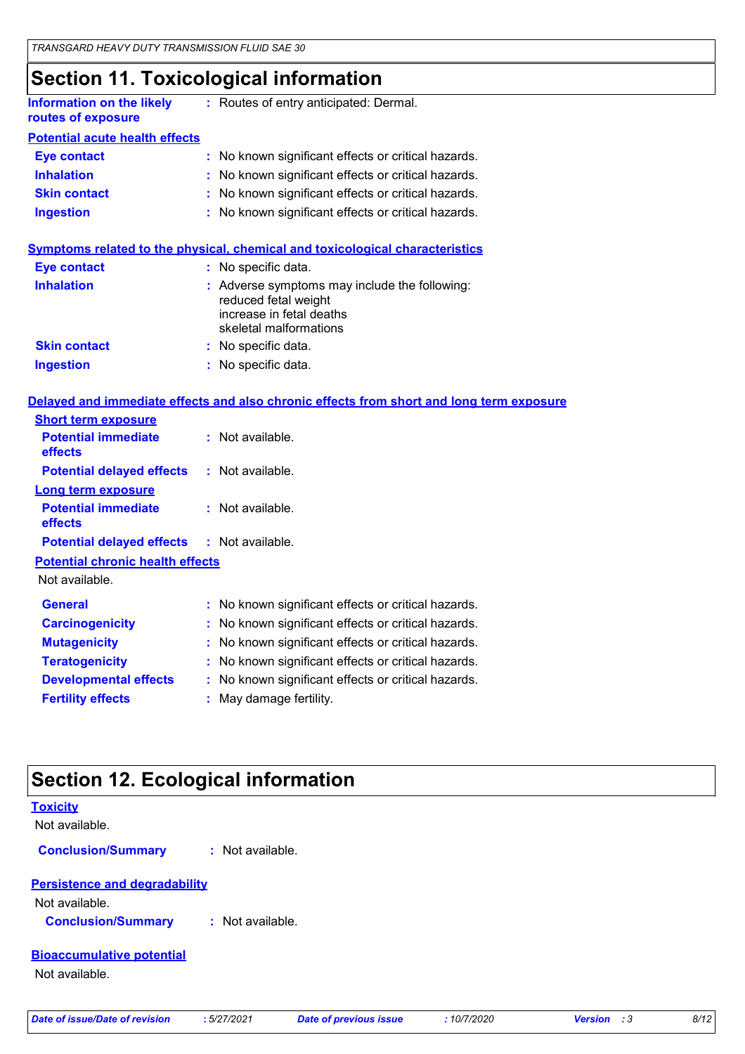# Section 11. Toxicological information

**Information on the likely routes of exposure** : Routes of entry anticipated: Dermal.

**Potential acute health effects**

| | |
|---|---|
| **Eye contact** | : No known significant effects or critical hazards. |
| **Inhalation** | : No known significant effects or critical hazards. |
| **Skin contact** | : No known significant effects or critical hazards. |
| **Ingestion** | : No known significant effects or critical hazards. |

**Symptoms related to the physical, chemical and toxicological characteristics**

| | |
|---|---|
| **Eye contact** | : No specific data. |
| **Inhalation** | : Adverse symptoms may include the following:<br>reduced fetal weight<br>increase in fetal deaths<br>skeletal malformations |
| **Skin contact** | : No specific data. |
| **Ingestion** | : No specific data. |

**Delayed and immediate effects and also chronic effects from short and long term exposure**

**Short term exposure**

| | |
|---|---|
| **Potential immediate effects** | : Not available. |
| **Potential delayed effects** | : Not available. |

**Long term exposure**

| | |
|---|---|
| **Potential immediate effects** | : Not available. |
| **Potential delayed effects** | : Not available. |

**Potential chronic health effects**

Not available.

| | |
|---|---|
| **General** | : No known significant effects or critical hazards. |
| **Carcinogenicity** | : No known significant effects or critical hazards. |
| **Mutagenicity** | : No known significant effects or critical hazards. |
| **Teratogenicity** | : No known significant effects or critical hazards. |
| **Developmental effects** | : No known significant effects or critical hazards. |
| **Fertility effects** | : May damage fertility. |

# Section 12. Ecological information

**Toxicity**

Not available.

**Conclusion/Summary** : Not available.

**Persistence and degradability**

Not available.

**Conclusion/Summary** : Not available.

**Bioaccumulative potential**

Not available.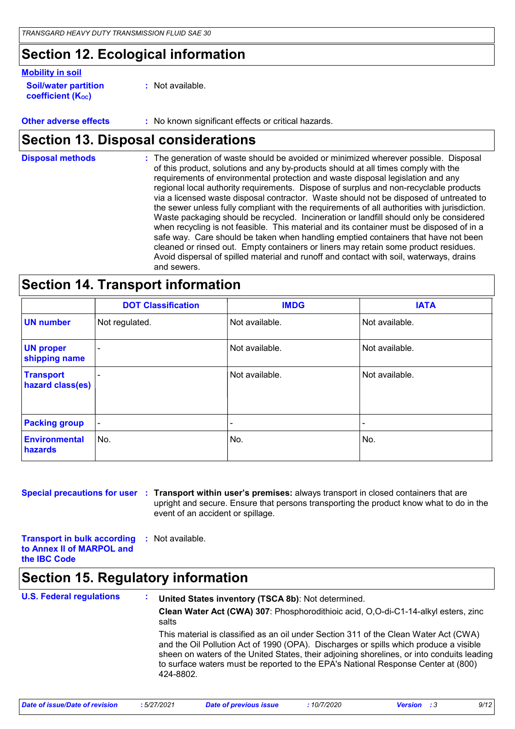## Section 12. Ecological information

**Mobility in soil**

**Soil/water partition coefficient ($K_{OC}$)** : Not available.

**Other adverse effects** : No known significant effects or critical hazards.

## Section 13. Disposal considerations

**Disposal methods** : The generation of waste should be avoided or minimized wherever possible. Disposal of this product, solutions and any by-products should at all times comply with the requirements of environmental protection and waste disposal legislation and any regional local authority requirements. Dispose of surplus and non-recyclable products via a licensed waste disposal contractor. Waste should not be disposed of untreated to the sewer unless fully compliant with the requirements of all authorities with jurisdiction. Waste packaging should be recycled. Incineration or landfill should only be considered when recycling is not feasible. This material and its container must be disposed of in a safe way. Care should be taken when handling emptied containers that have not been cleaned or rinsed out. Empty containers or liners may retain some product residues. Avoid dispersal of spilled material and runoff and contact with soil, waterways, drains and sewers.

## Section 14. Transport information

| | DOT Classification | IMDG | IATA |
|---|---|---|---|
| **UN number** | Not regulated. | Not available. | Not available. |
| **UN proper shipping name** | - | Not available. | Not available. |
| **Transport hazard class(es)** | - | Not available. | Not available. |
| **Packing group** | - | - | - |
| **Environmental hazards** | No. | No. | No. |

**Special precautions for user** : **Transport within user's premises:** always transport in closed containers that are upright and secure. Ensure that persons transporting the product know what to do in the event of an accident or spillage.

**Transport in bulk according to Annex II of MARPOL and the IBC Code** : Not available.

## Section 15. Regulatory information

**U.S. Federal regulations** :

**United States inventory (TSCA 8b)**: Not determined.

**Clean Water Act (CWA) 307**: Phosphorodithioic acid, O,O-di-C1-14-alkyl esters, zinc salts

This material is classified as an oil under Section 311 of the Clean Water Act (CWA) and the Oil Pollution Act of 1990 (OPA). Discharges or spills which produce a visible sheen on waters of the United States, their adjoining shorelines, or into conduits leading to surface waters must be reported to the EPA's National Response Center at (800) 424-8802.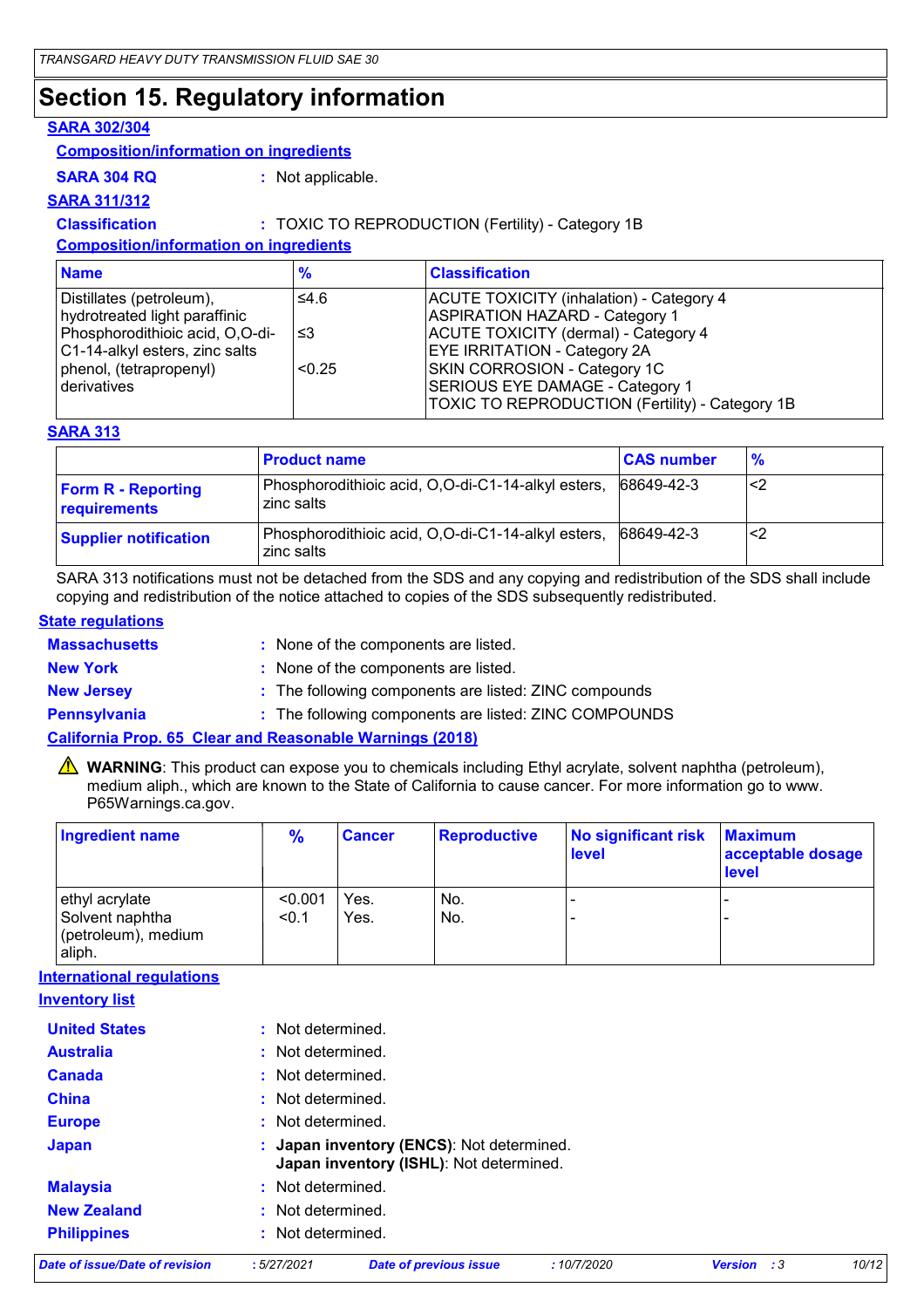# Section 15. Regulatory information

**SARA 302/304**

**Composition/information on ingredients**

**SARA 304 RQ** : Not applicable.

**SARA 311/312**

**Classification** : TOXIC TO REPRODUCTION (Fertility) - Category 1B

**Composition/information on ingredients**

| Name | % | Classification |
|---|---|---|
| Distillates (petroleum), hydrotreated light paraffinic | ≤4.6 | ACUTE TOXICITY (inhalation) - Category 4<br>ASPIRATION HAZARD - Category 1 |
| Phosphorodithioic acid, O,O-di-C1-14-alkyl esters, zinc salts | ≤3 | ACUTE TOXICITY (dermal) - Category 4<br>EYE IRRITATION - Category 2A |
| phenol, (tetrapropenyl) derivatives | <0.25 | SKIN CORROSION - Category 1C<br>SERIOUS EYE DAMAGE - Category 1<br>TOXIC TO REPRODUCTION (Fertility) - Category 1B |

**SARA 313**

| | Product name | CAS number | % |
|---|---|---|---|
| **Form R - Reporting requirements** | Phosphorodithioic acid, O,O-di-C1-14-alkyl esters, zinc salts | 68649-42-3 | <2 |
| **Supplier notification** | Phosphorodithioic acid, O,O-di-C1-14-alkyl esters, zinc salts | 68649-42-3 | <2 |

SARA 313 notifications must not be detached from the SDS and any copying and redistribution of the SDS shall include copying and redistribution of the notice attached to copies of the SDS subsequently redistributed.

**State regulations**

**Massachusetts** : None of the components are listed.

**New York** : None of the components are listed.

**New Jersey** : The following components are listed: ZINC compounds

**Pennsylvania** : The following components are listed: ZINC COMPOUNDS

**California Prop. 65 Clear and Reasonable Warnings (2018)**

⚠ **WARNING**: This product can expose you to chemicals including Ethyl acrylate, solvent naphtha (petroleum), medium aliph., which are known to the State of California to cause cancer. For more information go to www.P65Warnings.ca.gov.

| Ingredient name | % | Cancer | Reproductive | No significant risk level | Maximum acceptable dosage level |
|---|---|---|---|---|---|
| ethyl acrylate | <0.001 | Yes. | No. | - | - |
| Solvent naphtha (petroleum), medium aliph. | <0.1 | Yes. | No. | - | - |

**International regulations**

**Inventory list**

**United States** : Not determined.

**Australia** : Not determined.

**Canada** : Not determined.

**China** : Not determined.

**Europe** : Not determined.

**Japan** : **Japan inventory (ENCS)**: Not determined.
**Japan inventory (ISHL)**: Not determined.

**Malaysia** : Not determined.

**New Zealand** : Not determined.

**Philippines** : Not determined.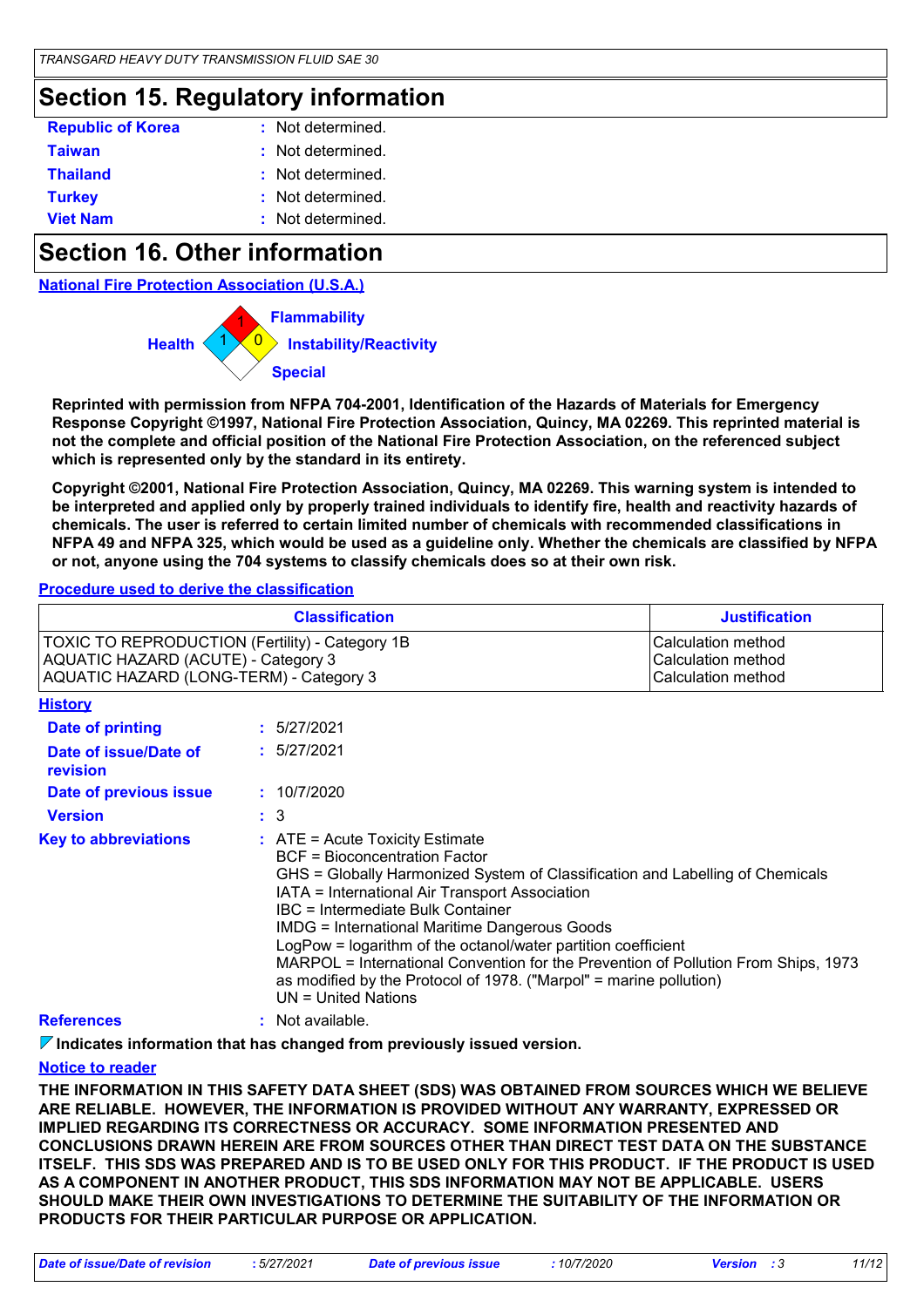# Section 15. Regulatory information

| | |
|---|---|
| **Republic of Korea** | : Not determined. |
| **Taiwan** | : Not determined. |
| **Thailand** | : Not determined. |
| **Turkey** | : Not determined. |
| **Viet Nam** | : Not determined. |

# Section 16. Other information

**National Fire Protection Association (U.S.A.)**

Flammability: 1
Health: 1
Instability/Reactivity: 0
Special

**Reprinted with permission from NFPA 704-2001, Identification of the Hazards of Materials for Emergency Response Copyright ©1997, National Fire Protection Association, Quincy, MA 02269. This reprinted material is not the complete and official position of the National Fire Protection Association, on the referenced subject which is represented only by the standard in its entirety.**

**Copyright ©2001, National Fire Protection Association, Quincy, MA 02269. This warning system is intended to be interpreted and applied only by properly trained individuals to identify fire, health and reactivity hazards of chemicals. The user is referred to certain limited number of chemicals with recommended classifications in NFPA 49 and NFPA 325, which would be used as a guideline only. Whether the chemicals are classified by NFPA or not, anyone using the 704 systems to classify chemicals does so at their own risk.**

**Procedure used to derive the classification**

| Classification | Justification |
|---|---|
| TOXIC TO REPRODUCTION (Fertility) - Category 1B<br>AQUATIC HAZARD (ACUTE) - Category 3<br>AQUATIC HAZARD (LONG-TERM) - Category 3 | Calculation method<br>Calculation method<br>Calculation method |

**History**

| | |
|---|---|
| **Date of printing** | : 5/27/2021 |
| **Date of issue/Date of revision** | : 5/27/2021 |
| **Date of previous issue** | : 10/7/2020 |
| **Version** | : 3 |

**Key to abbreviations** : ATE = Acute Toxicity Estimate
BCF = Bioconcentration Factor
GHS = Globally Harmonized System of Classification and Labelling of Chemicals
IATA = International Air Transport Association
IBC = Intermediate Bulk Container
IMDG = International Maritime Dangerous Goods
LogPow = logarithm of the octanol/water partition coefficient
MARPOL = International Convention for the Prevention of Pollution From Ships, 1973 as modified by the Protocol of 1978. ("Marpol" = marine pollution)
UN = United Nations

**References** : Not available.

**Indicates information that has changed from previously issued version.**

**Notice to reader**

**THE INFORMATION IN THIS SAFETY DATA SHEET (SDS) WAS OBTAINED FROM SOURCES WHICH WE BELIEVE ARE RELIABLE. HOWEVER, THE INFORMATION IS PROVIDED WITHOUT ANY WARRANTY, EXPRESSED OR IMPLIED REGARDING ITS CORRECTNESS OR ACCURACY. SOME INFORMATION PRESENTED AND CONCLUSIONS DRAWN HEREIN ARE FROM SOURCES OTHER THAN DIRECT TEST DATA ON THE SUBSTANCE ITSELF. THIS SDS WAS PREPARED AND IS TO BE USED ONLY FOR THIS PRODUCT. IF THE PRODUCT IS USED AS A COMPONENT IN ANOTHER PRODUCT, THIS SDS INFORMATION MAY NOT BE APPLICABLE. USERS SHOULD MAKE THEIR OWN INVESTIGATIONS TO DETERMINE THE SUITABILITY OF THE INFORMATION OR PRODUCTS FOR THEIR PARTICULAR PURPOSE OR APPLICATION.**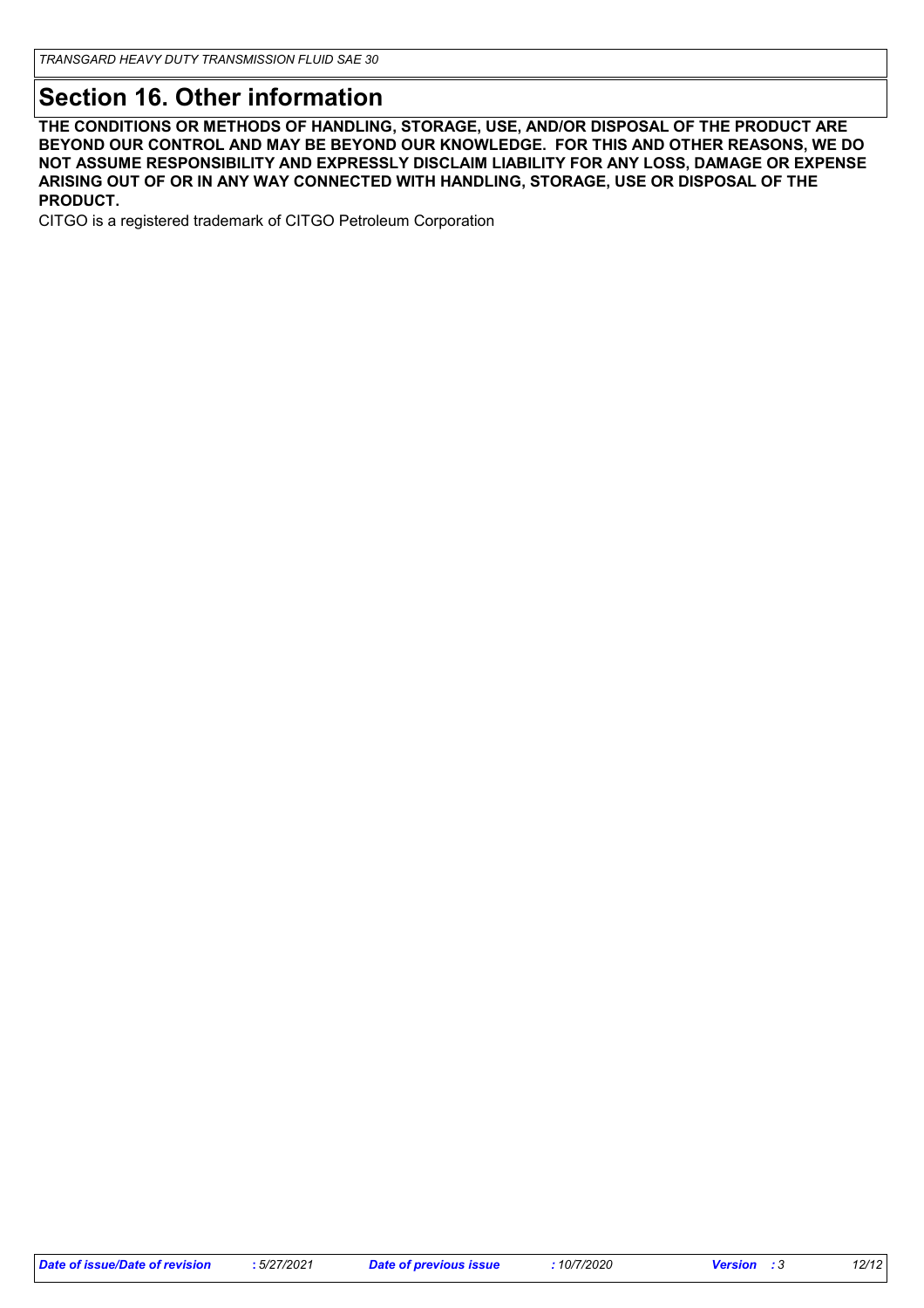## Section 16. Other information

**THE CONDITIONS OR METHODS OF HANDLING, STORAGE, USE, AND/OR DISPOSAL OF THE PRODUCT ARE BEYOND OUR CONTROL AND MAY BE BEYOND OUR KNOWLEDGE. FOR THIS AND OTHER REASONS, WE DO NOT ASSUME RESPONSIBILITY AND EXPRESSLY DISCLAIM LIABILITY FOR ANY LOSS, DAMAGE OR EXPENSE ARISING OUT OF OR IN ANY WAY CONNECTED WITH HANDLING, STORAGE, USE OR DISPOSAL OF THE PRODUCT.**

CITGO is a registered trademark of CITGO Petroleum Corporation